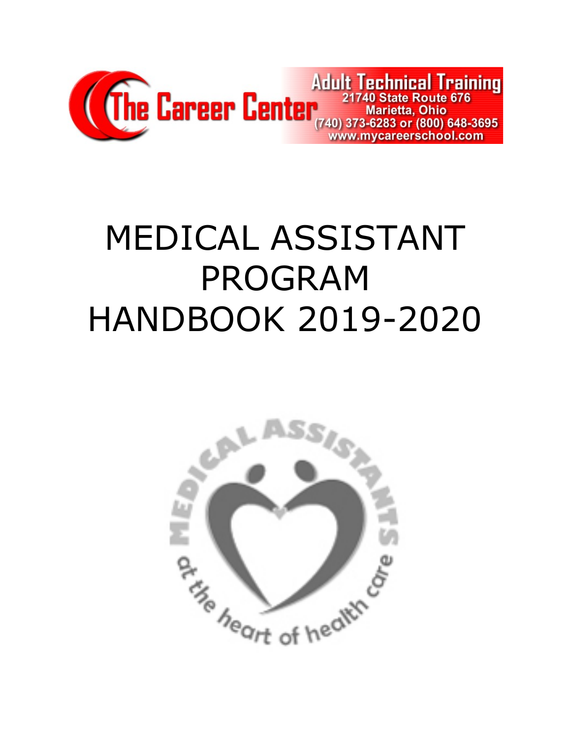The Career Center

Adult Technical Training
21740 State Route 676
Marietta, Ohio
(740) 373-6283 or (800) 648-3695
www.mycareerschool.com

# MEDICAL ASSISTANT PROGRAM HANDBOOK 2019-2020

MEDICAL ASSISTANTS at the heart of health care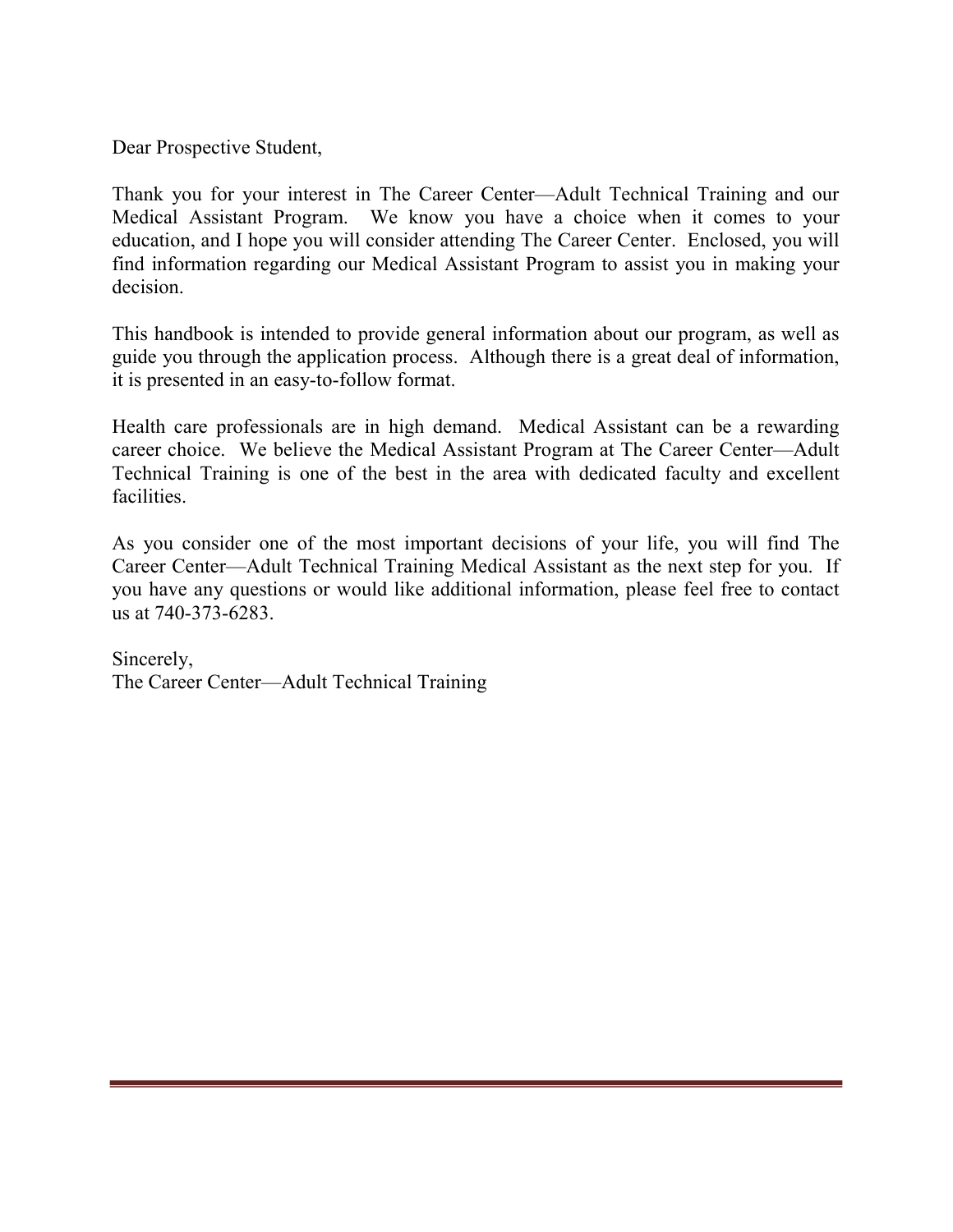Dear Prospective Student,

Thank you for your interest in The Career Center—Adult Technical Training and our Medical Assistant Program. We know you have a choice when it comes to your education, and I hope you will consider attending The Career Center. Enclosed, you will find information regarding our Medical Assistant Program to assist you in making your decision.

This handbook is intended to provide general information about our program, as well as guide you through the application process. Although there is a great deal of information, it is presented in an easy-to-follow format.

Health care professionals are in high demand. Medical Assistant can be a rewarding career choice. We believe the Medical Assistant Program at The Career Center—Adult Technical Training is one of the best in the area with dedicated faculty and excellent facilities.

As you consider one of the most important decisions of your life, you will find The Career Center—Adult Technical Training Medical Assistant as the next step for you. If you have any questions or would like additional information, please feel free to contact us at 740-373-6283.

Sincerely,
The Career Center—Adult Technical Training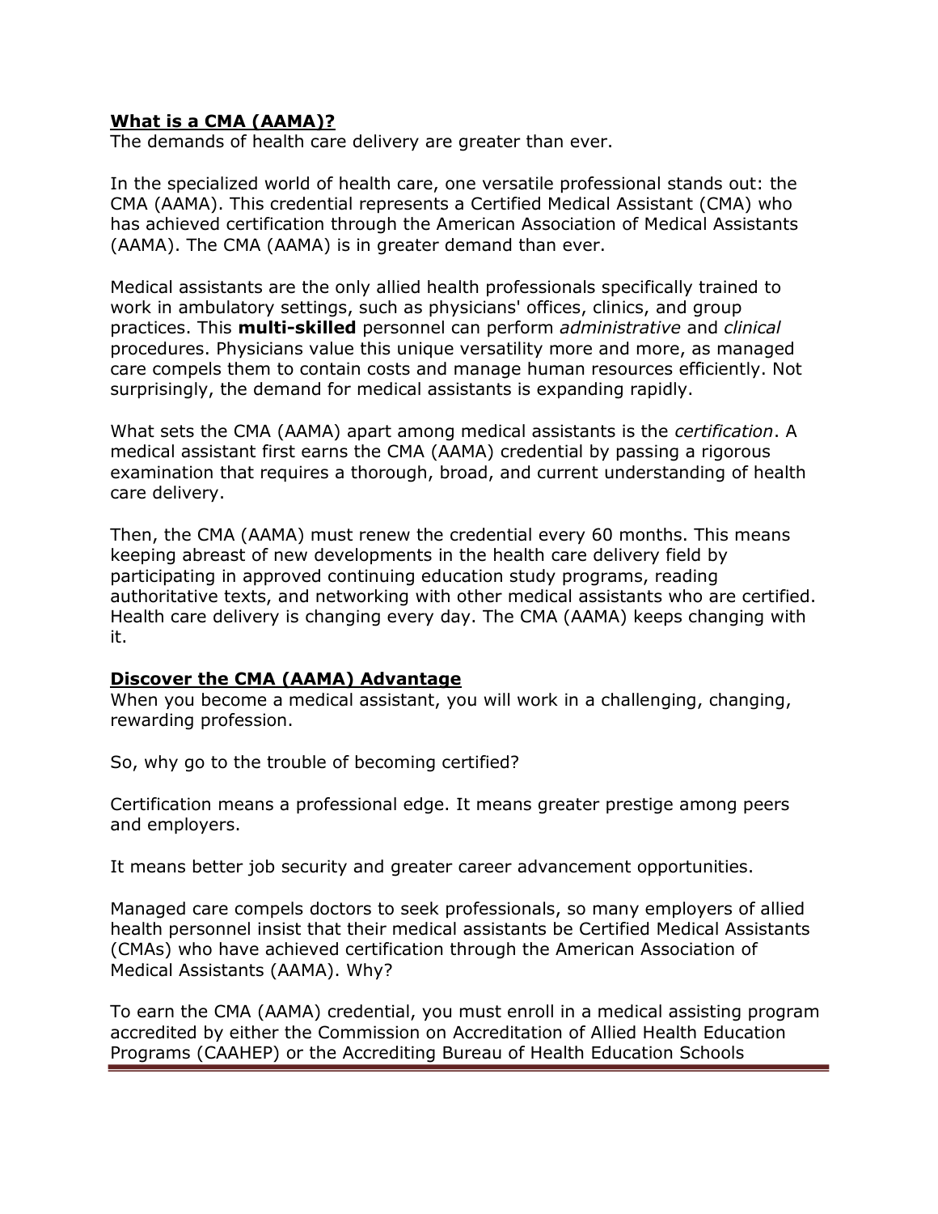## **What is a CMA (AAMA)?**

The demands of health care delivery are greater than ever.

In the specialized world of health care, one versatile professional stands out: the CMA (AAMA). This credential represents a Certified Medical Assistant (CMA) who has achieved certification through the American Association of Medical Assistants (AAMA). The CMA (AAMA) is in greater demand than ever.

Medical assistants are the only allied health professionals specifically trained to work in ambulatory settings, such as physicians' offices, clinics, and group practices. This **multi-skilled** personnel can perform *administrative* and *clinical* procedures. Physicians value this unique versatility more and more, as managed care compels them to contain costs and manage human resources efficiently. Not surprisingly, the demand for medical assistants is expanding rapidly.

What sets the CMA (AAMA) apart among medical assistants is the *certification*. A medical assistant first earns the CMA (AAMA) credential by passing a rigorous examination that requires a thorough, broad, and current understanding of health care delivery.

Then, the CMA (AAMA) must renew the credential every 60 months. This means keeping abreast of new developments in the health care delivery field by participating in approved continuing education study programs, reading authoritative texts, and networking with other medical assistants who are certified. Health care delivery is changing every day. The CMA (AAMA) keeps changing with it.

## **Discover the CMA (AAMA) Advantage**

When you become a medical assistant, you will work in a challenging, changing, rewarding profession.

So, why go to the trouble of becoming certified?

Certification means a professional edge. It means greater prestige among peers and employers.

It means better job security and greater career advancement opportunities.

Managed care compels doctors to seek professionals, so many employers of allied health personnel insist that their medical assistants be Certified Medical Assistants (CMAs) who have achieved certification through the American Association of Medical Assistants (AAMA). Why?

To earn the CMA (AAMA) credential, you must enroll in a medical assisting program accredited by either the Commission on Accreditation of Allied Health Education Programs (CAAHEP) or the Accrediting Bureau of Health Education Schools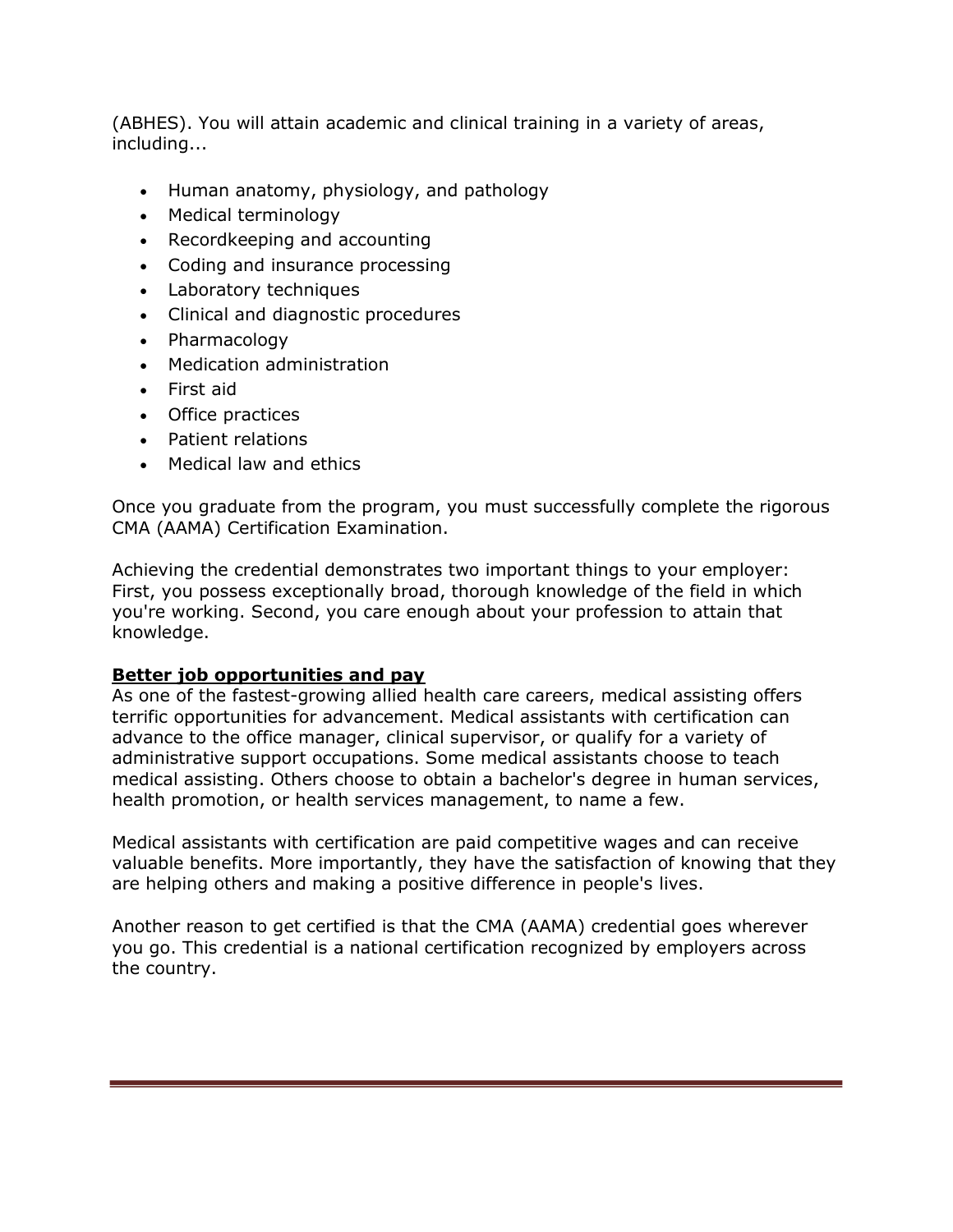(ABHES). You will attain academic and clinical training in a variety of areas, including...

- Human anatomy, physiology, and pathology
- Medical terminology
- Recordkeeping and accounting
- Coding and insurance processing
- Laboratory techniques
- Clinical and diagnostic procedures
- Pharmacology
- Medication administration
- First aid
- Office practices
- Patient relations
- Medical law and ethics

Once you graduate from the program, you must successfully complete the rigorous CMA (AAMA) Certification Examination.

Achieving the credential demonstrates two important things to your employer: First, you possess exceptionally broad, thorough knowledge of the field in which you're working. Second, you care enough about your profession to attain that knowledge.

**Better job opportunities and pay**

As one of the fastest-growing allied health care careers, medical assisting offers terrific opportunities for advancement. Medical assistants with certification can advance to the office manager, clinical supervisor, or qualify for a variety of administrative support occupations. Some medical assistants choose to teach medical assisting. Others choose to obtain a bachelor's degree in human services, health promotion, or health services management, to name a few.

Medical assistants with certification are paid competitive wages and can receive valuable benefits. More importantly, they have the satisfaction of knowing that they are helping others and making a positive difference in people's lives.

Another reason to get certified is that the CMA (AAMA) credential goes wherever you go. This credential is a national certification recognized by employers across the country.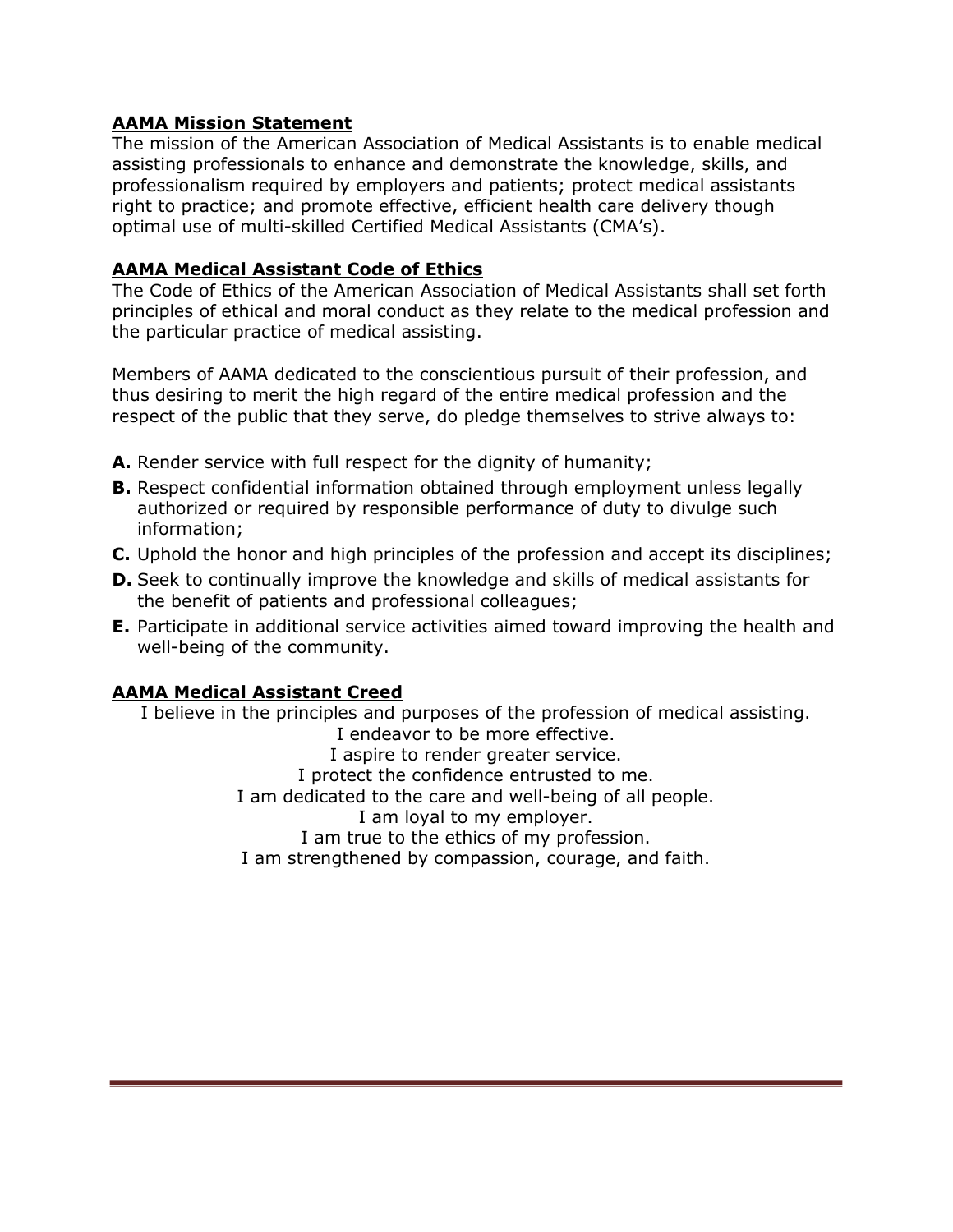## AAMA Mission Statement

The mission of the American Association of Medical Assistants is to enable medical assisting professionals to enhance and demonstrate the knowledge, skills, and professionalism required by employers and patients; protect medical assistants right to practice; and promote effective, efficient health care delivery though optimal use of multi-skilled Certified Medical Assistants (CMA's).

## AAMA Medical Assistant Code of Ethics

The Code of Ethics of the American Association of Medical Assistants shall set forth principles of ethical and moral conduct as they relate to the medical profession and the particular practice of medical assisting.

Members of AAMA dedicated to the conscientious pursuit of their profession, and thus desiring to merit the high regard of the entire medical profession and the respect of the public that they serve, do pledge themselves to strive always to:

- **A.** Render service with full respect for the dignity of humanity;
- **B.** Respect confidential information obtained through employment unless legally authorized or required by responsible performance of duty to divulge such information;
- **C.** Uphold the honor and high principles of the profession and accept its disciplines;
- **D.** Seek to continually improve the knowledge and skills of medical assistants for the benefit of patients and professional colleagues;
- **E.** Participate in additional service activities aimed toward improving the health and well-being of the community.

## AAMA Medical Assistant Creed

I believe in the principles and purposes of the profession of medical assisting.
I endeavor to be more effective.
I aspire to render greater service.
I protect the confidence entrusted to me.
I am dedicated to the care and well-being of all people.
I am loyal to my employer.
I am true to the ethics of my profession.
I am strengthened by compassion, courage, and faith.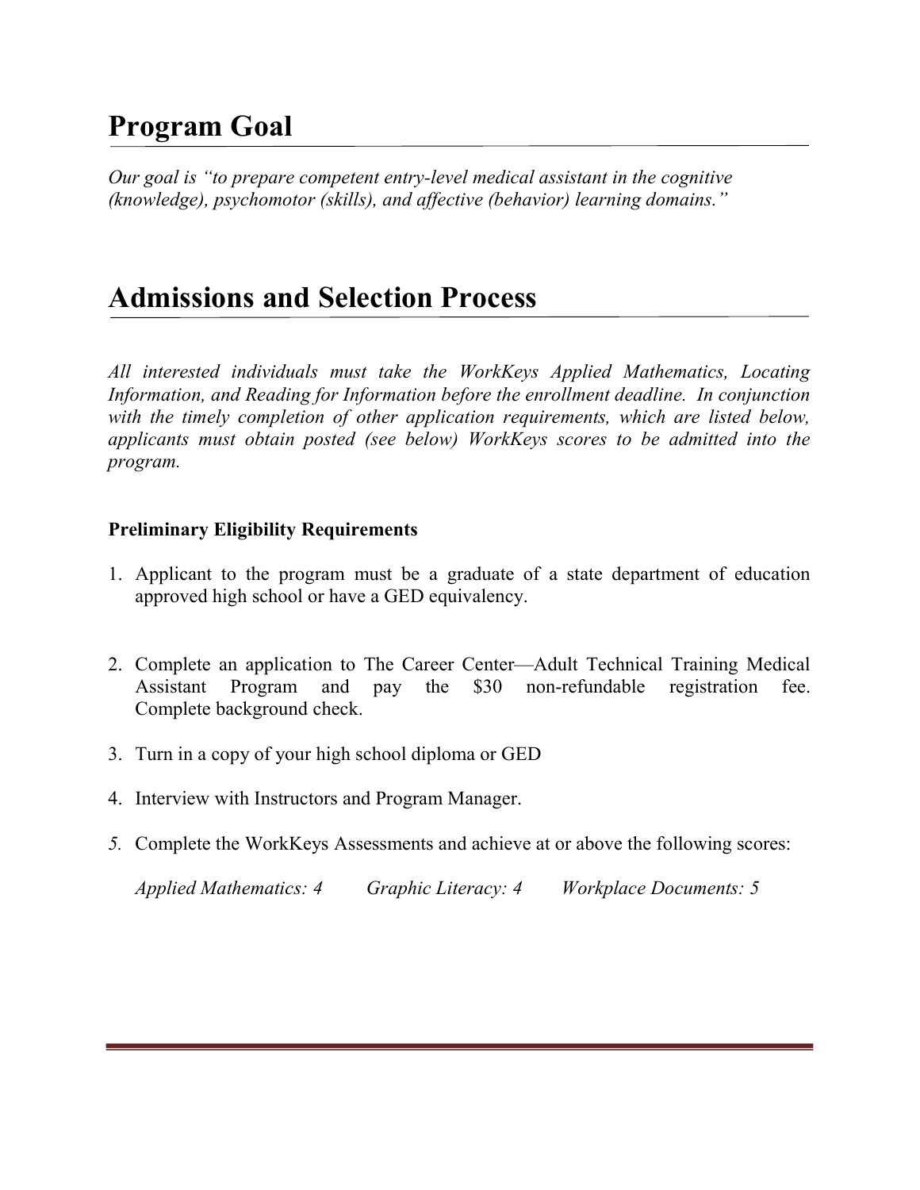## Program Goal

*Our goal is "to prepare competent entry-level medical assistant in the cognitive (knowledge), psychomotor (skills), and affective (behavior) learning domains."*

## Admissions and Selection Process

*All interested individuals must take the WorkKeys Applied Mathematics, Locating Information, and Reading for Information before the enrollment deadline. In conjunction with the timely completion of other application requirements, which are listed below, applicants must obtain posted (see below) WorkKeys scores to be admitted into the program.*

**Preliminary Eligibility Requirements**

1. Applicant to the program must be a graduate of a state department of education approved high school or have a GED equivalency.

2. Complete an application to The Career Center—Adult Technical Training Medical Assistant Program and pay the $30 non-refundable registration fee. Complete background check.

3. Turn in a copy of your high school diploma or GED

4. Interview with Instructors and Program Manager.

5. Complete the WorkKeys Assessments and achieve at or above the following scores:

   *Applied Mathematics: 4* *Graphic Literacy: 4* *Workplace Documents: 5*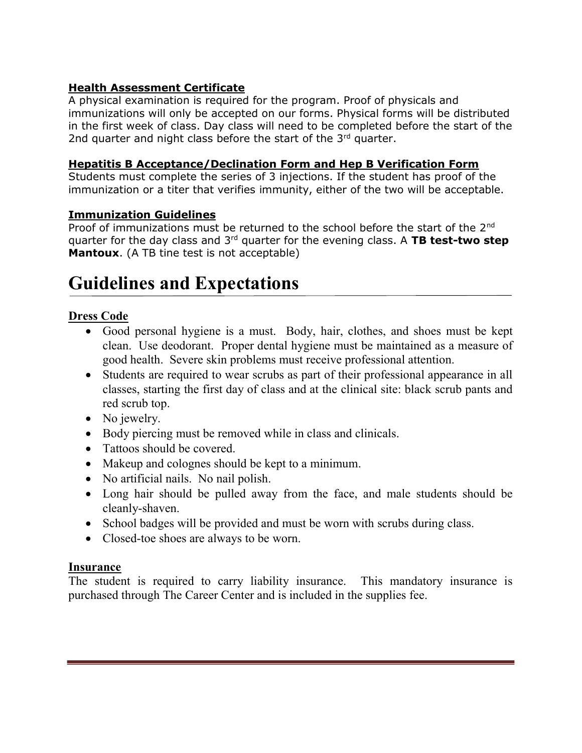**Health Assessment Certificate**

A physical examination is required for the program. Proof of physicals and immunizations will only be accepted on our forms. Physical forms will be distributed in the first week of class. Day class will need to be completed before the start of the 2nd quarter and night class before the start of the 3rd quarter.

**Hepatitis B Acceptance/Declination Form and Hep B Verification Form**

Students must complete the series of 3 injections. If the student has proof of the immunization or a titer that verifies immunity, either of the two will be acceptable.

**Immunization Guidelines**

Proof of immunizations must be returned to the school before the start of the 2nd quarter for the day class and 3rd quarter for the evening class. A **TB test-two step Mantoux**. (A TB tine test is not acceptable)

# Guidelines and Expectations

**Dress Code**

- Good personal hygiene is a must. Body, hair, clothes, and shoes must be kept clean. Use deodorant. Proper dental hygiene must be maintained as a measure of good health. Severe skin problems must receive professional attention.
- Students are required to wear scrubs as part of their professional appearance in all classes, starting the first day of class and at the clinical site: black scrub pants and red scrub top.
- No jewelry.
- Body piercing must be removed while in class and clinicals.
- Tattoos should be covered.
- Makeup and colognes should be kept to a minimum.
- No artificial nails. No nail polish.
- Long hair should be pulled away from the face, and male students should be cleanly-shaven.
- School badges will be provided and must be worn with scrubs during class.
- Closed-toe shoes are always to be worn.

**Insurance**

The student is required to carry liability insurance. This mandatory insurance is purchased through The Career Center and is included in the supplies fee.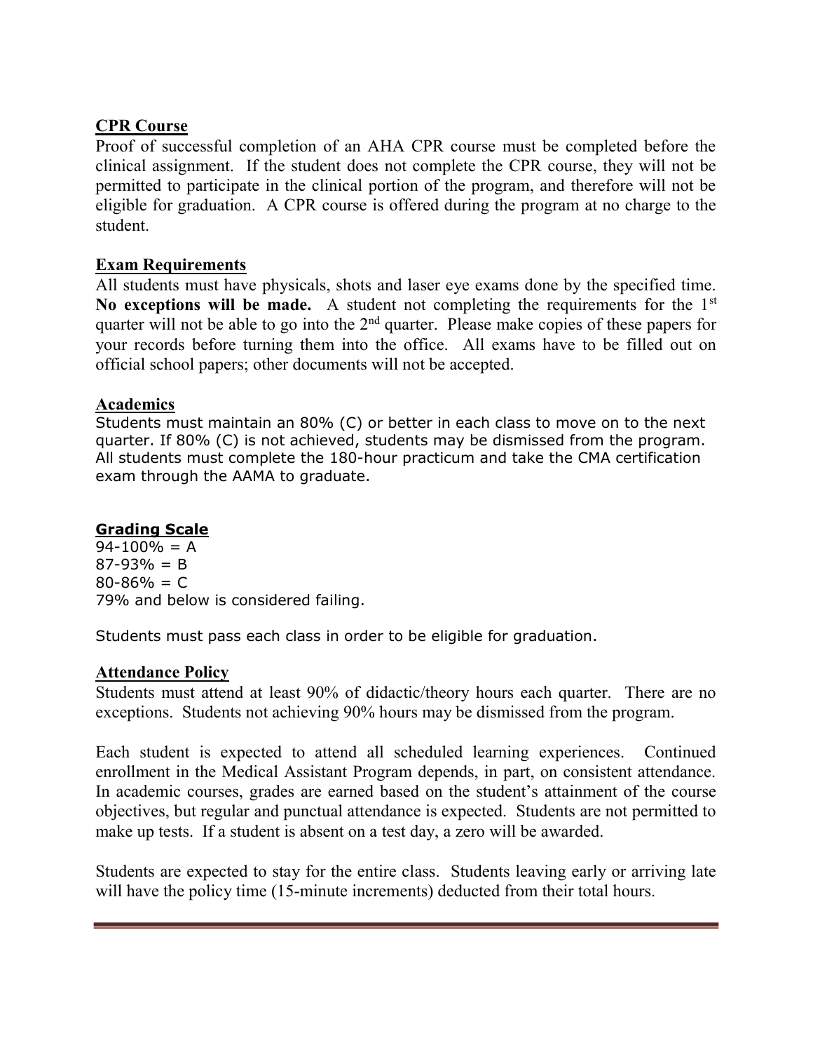## CPR Course

Proof of successful completion of an AHA CPR course must be completed before the clinical assignment. If the student does not complete the CPR course, they will not be permitted to participate in the clinical portion of the program, and therefore will not be eligible for graduation. A CPR course is offered during the program at no charge to the student.

## Exam Requirements

All students must have physicals, shots and laser eye exams done by the specified time. **No exceptions will be made.** A student not completing the requirements for the 1st quarter will not be able to go into the 2nd quarter. Please make copies of these papers for your records before turning them into the office. All exams have to be filled out on official school papers; other documents will not be accepted.

## Academics

Students must maintain an 80% (C) or better in each class to move on to the next quarter. If 80% (C) is not achieved, students may be dismissed from the program. All students must complete the 180-hour practicum and take the CMA certification exam through the AAMA to graduate.

## Grading Scale

94-100% = A
87-93% = B
80-86% = C
79% and below is considered failing.

Students must pass each class in order to be eligible for graduation.

## Attendance Policy

Students must attend at least 90% of didactic/theory hours each quarter. There are no exceptions. Students not achieving 90% hours may be dismissed from the program.

Each student is expected to attend all scheduled learning experiences. Continued enrollment in the Medical Assistant Program depends, in part, on consistent attendance. In academic courses, grades are earned based on the student's attainment of the course objectives, but regular and punctual attendance is expected. Students are not permitted to make up tests. If a student is absent on a test day, a zero will be awarded.

Students are expected to stay for the entire class. Students leaving early or arriving late will have the policy time (15-minute increments) deducted from their total hours.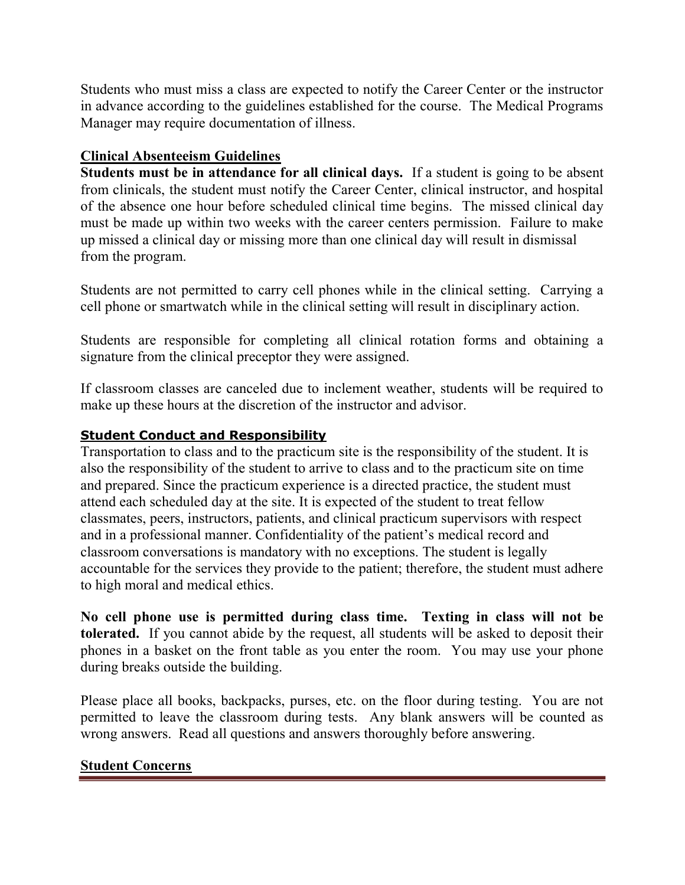Students who must miss a class are expected to notify the Career Center or the instructor in advance according to the guidelines established for the course. The Medical Programs Manager may require documentation of illness.

## Clinical Absenteeism Guidelines

**Students must be in attendance for all clinical days.** If a student is going to be absent from clinicals, the student must notify the Career Center, clinical instructor, and hospital of the absence one hour before scheduled clinical time begins. The missed clinical day must be made up within two weeks with the career centers permission. Failure to make up missed a clinical day or missing more than one clinical day will result in dismissal from the program.

Students are not permitted to carry cell phones while in the clinical setting. Carrying a cell phone or smartwatch while in the clinical setting will result in disciplinary action.

Students are responsible for completing all clinical rotation forms and obtaining a signature from the clinical preceptor they were assigned.

If classroom classes are canceled due to inclement weather, students will be required to make up these hours at the discretion of the instructor and advisor.

## Student Conduct and Responsibility

Transportation to class and to the practicum site is the responsibility of the student. It is also the responsibility of the student to arrive to class and to the practicum site on time and prepared. Since the practicum experience is a directed practice, the student must attend each scheduled day at the site. It is expected of the student to treat fellow classmates, peers, instructors, patients, and clinical practicum supervisors with respect and in a professional manner. Confidentiality of the patient's medical record and classroom conversations is mandatory with no exceptions. The student is legally accountable for the services they provide to the patient; therefore, the student must adhere to high moral and medical ethics.

**No cell phone use is permitted during class time. Texting in class will not be tolerated.** If you cannot abide by the request, all students will be asked to deposit their phones in a basket on the front table as you enter the room. You may use your phone during breaks outside the building.

Please place all books, backpacks, purses, etc. on the floor during testing. You are not permitted to leave the classroom during tests. Any blank answers will be counted as wrong answers. Read all questions and answers thoroughly before answering.

## Student Concerns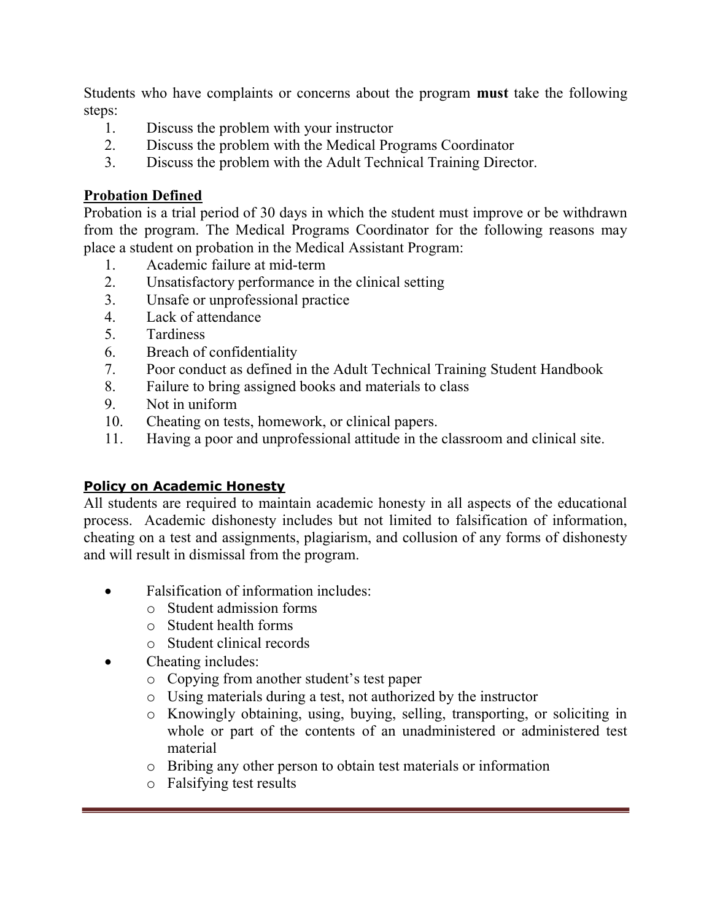Students who have complaints or concerns about the program **must** take the following steps:

1. Discuss the problem with your instructor
2. Discuss the problem with the Medical Programs Coordinator
3. Discuss the problem with the Adult Technical Training Director.

## Probation Defined

Probation is a trial period of 30 days in which the student must improve or be withdrawn from the program. The Medical Programs Coordinator for the following reasons may place a student on probation in the Medical Assistant Program:

1. Academic failure at mid-term
2. Unsatisfactory performance in the clinical setting
3. Unsafe or unprofessional practice
4. Lack of attendance
5. Tardiness
6. Breach of confidentiality
7. Poor conduct as defined in the Adult Technical Training Student Handbook
8. Failure to bring assigned books and materials to class
9. Not in uniform
10. Cheating on tests, homework, or clinical papers.
11. Having a poor and unprofessional attitude in the classroom and clinical site.

## Policy on Academic Honesty

All students are required to maintain academic honesty in all aspects of the educational process. Academic dishonesty includes but not limited to falsification of information, cheating on a test and assignments, plagiarism, and collusion of any forms of dishonesty and will result in dismissal from the program.

- Falsification of information includes:
  - Student admission forms
  - Student health forms
  - Student clinical records
- Cheating includes:
  - Copying from another student's test paper
  - Using materials during a test, not authorized by the instructor
  - Knowingly obtaining, using, buying, selling, transporting, or soliciting in whole or part of the contents of an unadministered or administered test material
  - Bribing any other person to obtain test materials or information
  - Falsifying test results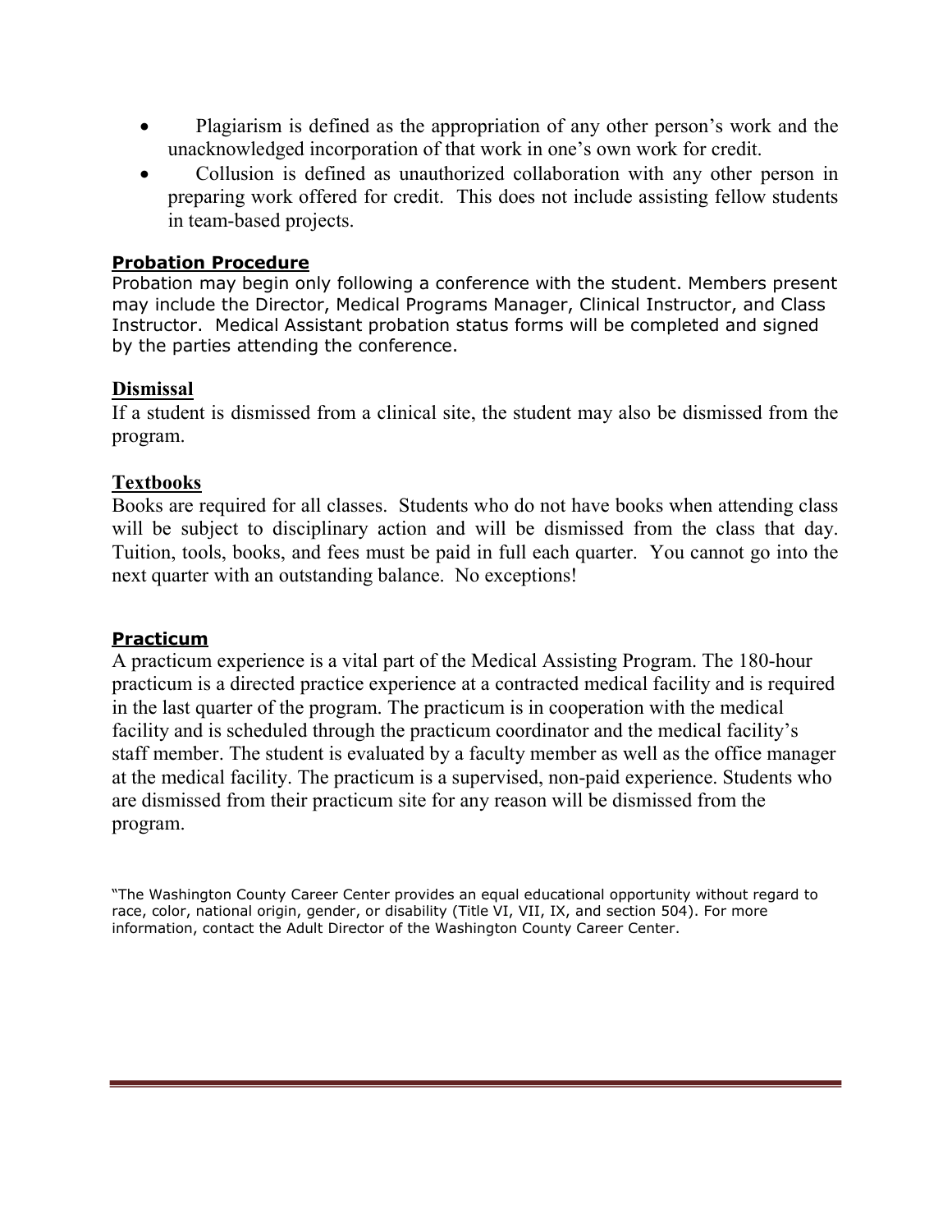- Plagiarism is defined as the appropriation of any other person's work and the unacknowledged incorporation of that work in one's own work for credit.
- Collusion is defined as unauthorized collaboration with any other person in preparing work offered for credit. This does not include assisting fellow students in team-based projects.

**Probation Procedure**

Probation may begin only following a conference with the student. Members present may include the Director, Medical Programs Manager, Clinical Instructor, and Class Instructor. Medical Assistant probation status forms will be completed and signed by the parties attending the conference.

**Dismissal**

If a student is dismissed from a clinical site, the student may also be dismissed from the program.

**Textbooks**

Books are required for all classes. Students who do not have books when attending class will be subject to disciplinary action and will be dismissed from the class that day. Tuition, tools, books, and fees must be paid in full each quarter. You cannot go into the next quarter with an outstanding balance. No exceptions!

**Practicum**

A practicum experience is a vital part of the Medical Assisting Program. The 180-hour practicum is a directed practice experience at a contracted medical facility and is required in the last quarter of the program. The practicum is in cooperation with the medical facility and is scheduled through the practicum coordinator and the medical facility's staff member. The student is evaluated by a faculty member as well as the office manager at the medical facility. The practicum is a supervised, non-paid experience. Students who are dismissed from their practicum site for any reason will be dismissed from the program.

"The Washington County Career Center provides an equal educational opportunity without regard to race, color, national origin, gender, or disability (Title VI, VII, IX, and section 504). For more information, contact the Adult Director of the Washington County Career Center.